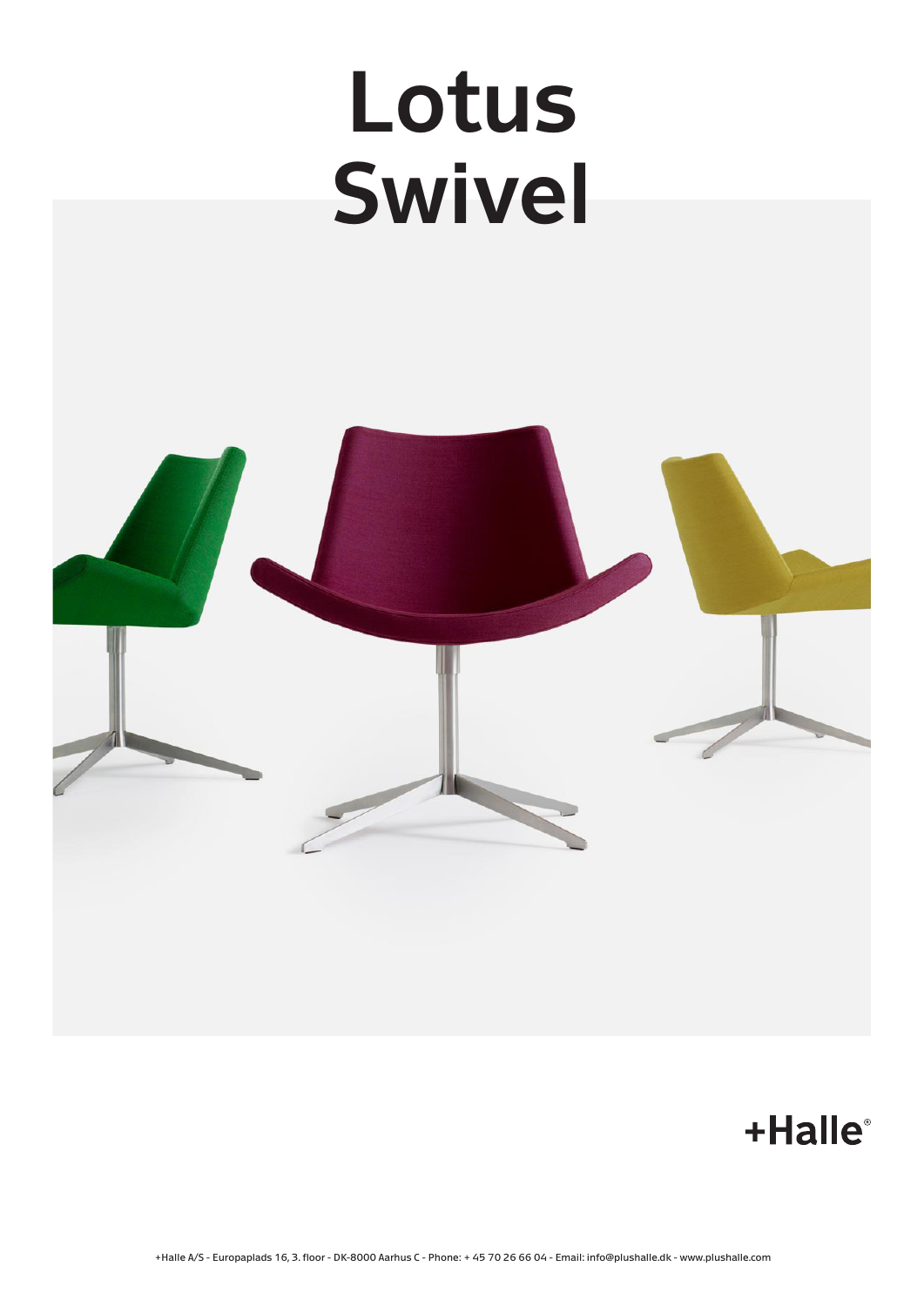# Lotus Swivel

+Halle®

+Halle A/S - Europaplads 16, 3. floor - DK-8000 Aarhus C - Phone: + 45 70 26 66 04 - Email: info@plushalle.dk - www.plushalle.com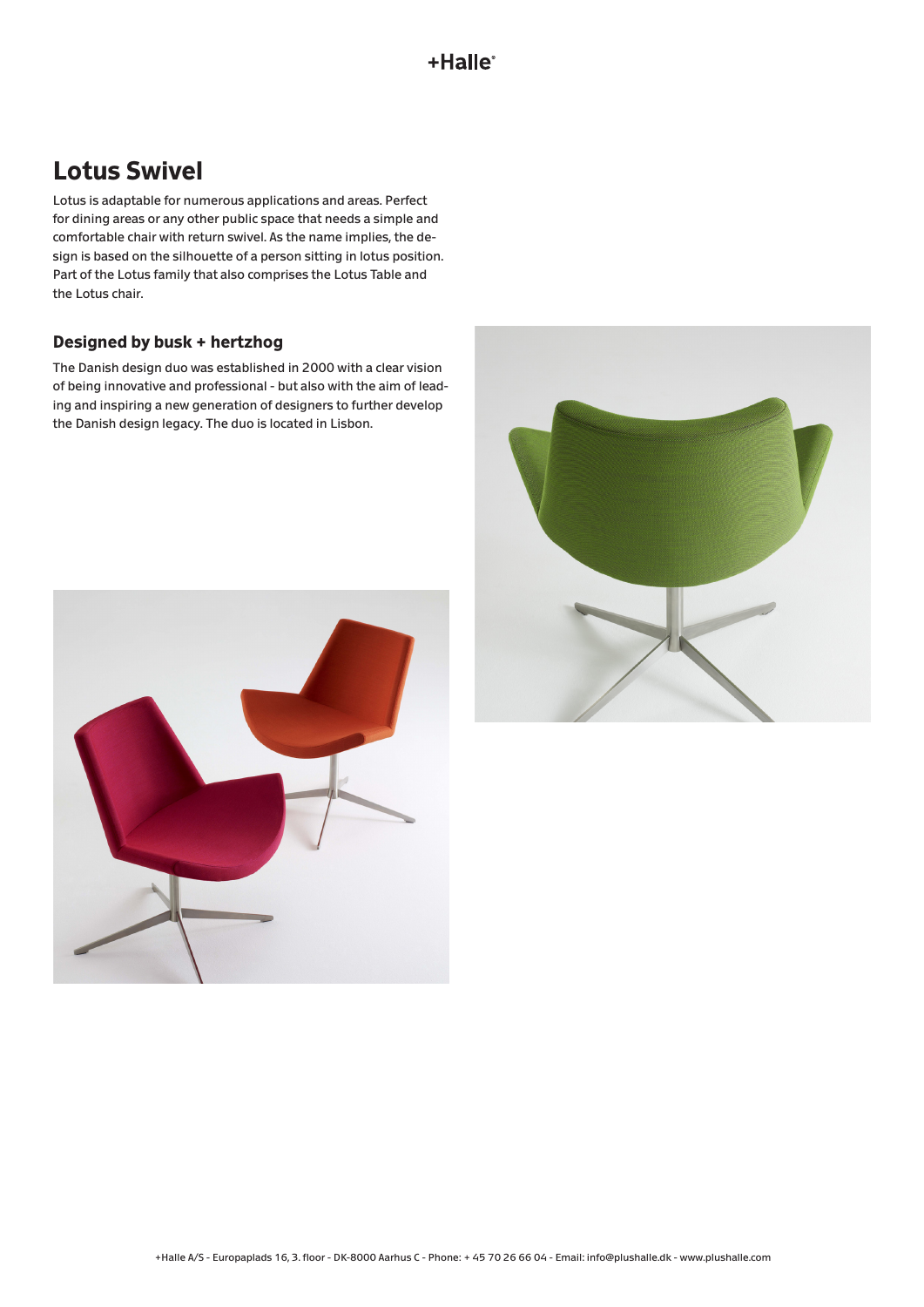# Lotus Swivel

Lotus is adaptable for numerous applications and areas. Perfect for dining areas or any other public space that needs a simple and comfortable chair with return swivel. As the name implies, the design is based on the silhouette of a person sitting in lotus position. Part of the Lotus family that also comprises the Lotus Table and the Lotus chair.

### Designed by busk + hertzhog

The Danish design duo was established in 2000 with a clear vision of being innovative and professional - but also with the aim of leading and inspiring a new generation of designers to further develop the Danish design legacy. The duo is located in Lisbon.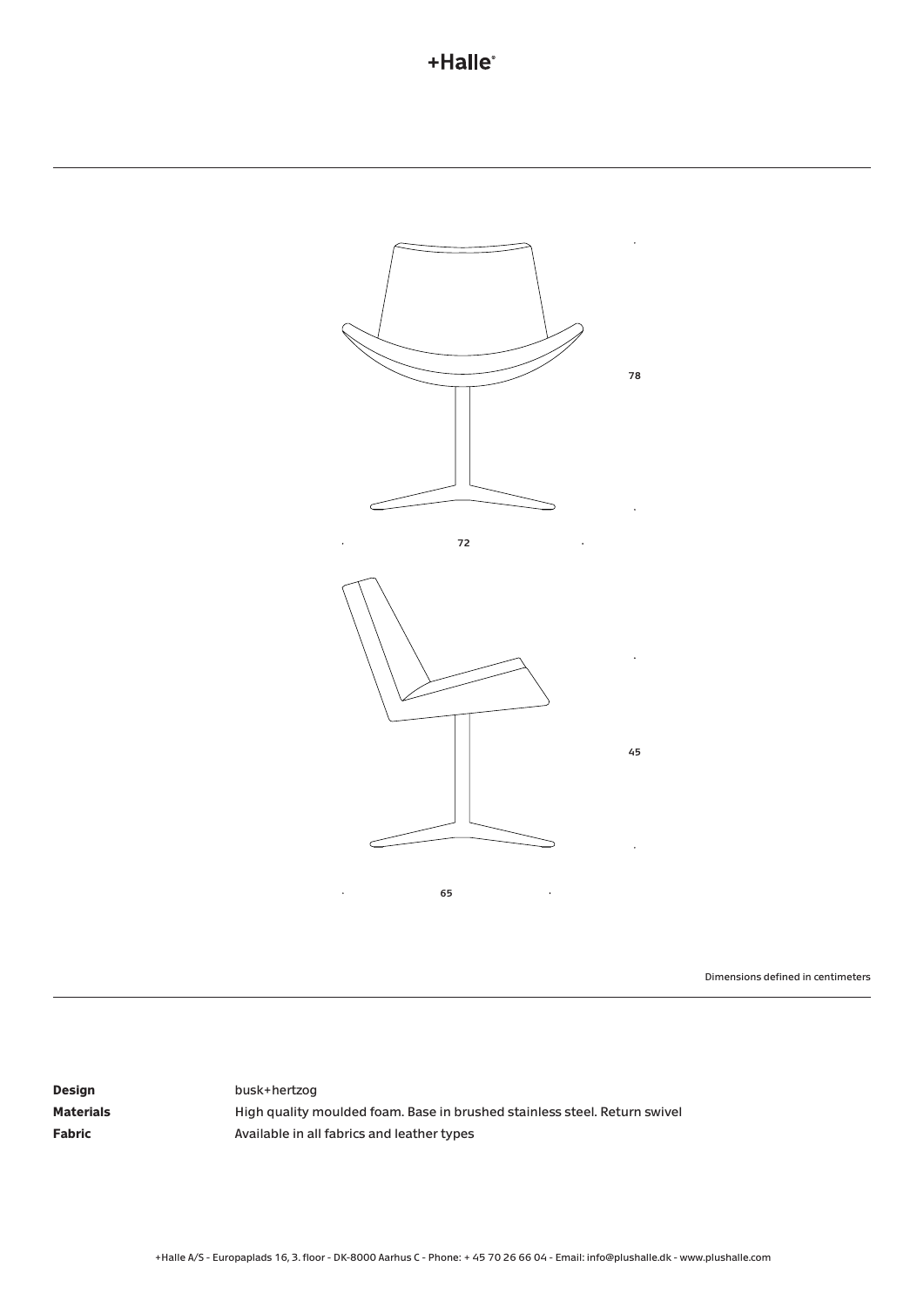78

72

45

65

Dimensions defined in centimeters

**Design** busk+hertzog

**Materials** High quality moulded foam. Base in brushed stainless steel. Return swivel

**Fabric** Available in all fabrics and leather types

+Halle A/S - Europaplads 16, 3. floor - DK-8000 Aarhus C - Phone: + 45 70 26 66 04 - Email: info@plushalle.dk - www.plushalle.com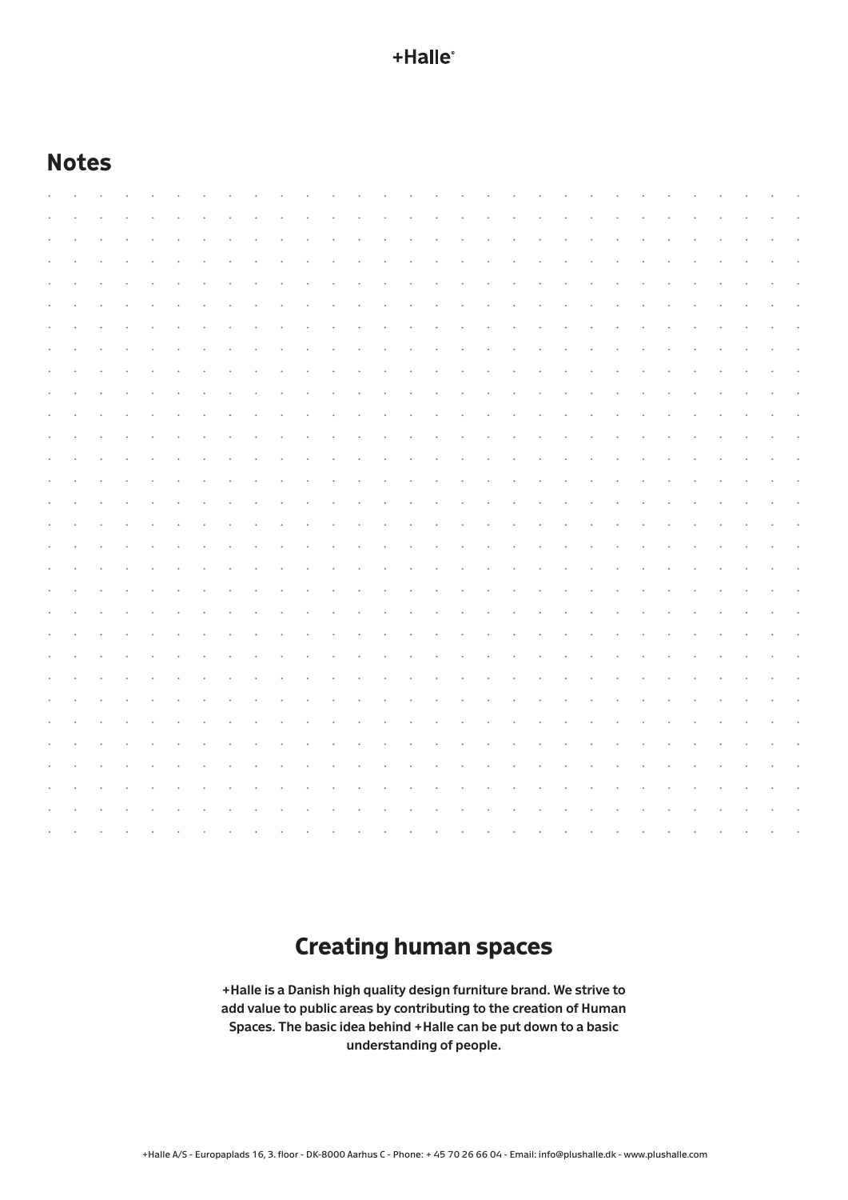## Notes

## Creating human spaces

**+Halle is a Danish high quality design furniture brand. We strive to add value to public areas by contributing to the creation of Human Spaces. The basic idea behind +Halle can be put down to a basic understanding of people.**

+Halle A/S - Europaplads 16, 3. floor - DK-8000 Aarhus C - Phone: + 45 70 26 66 04 - Email: info@plushalle.dk - www.plushalle.com